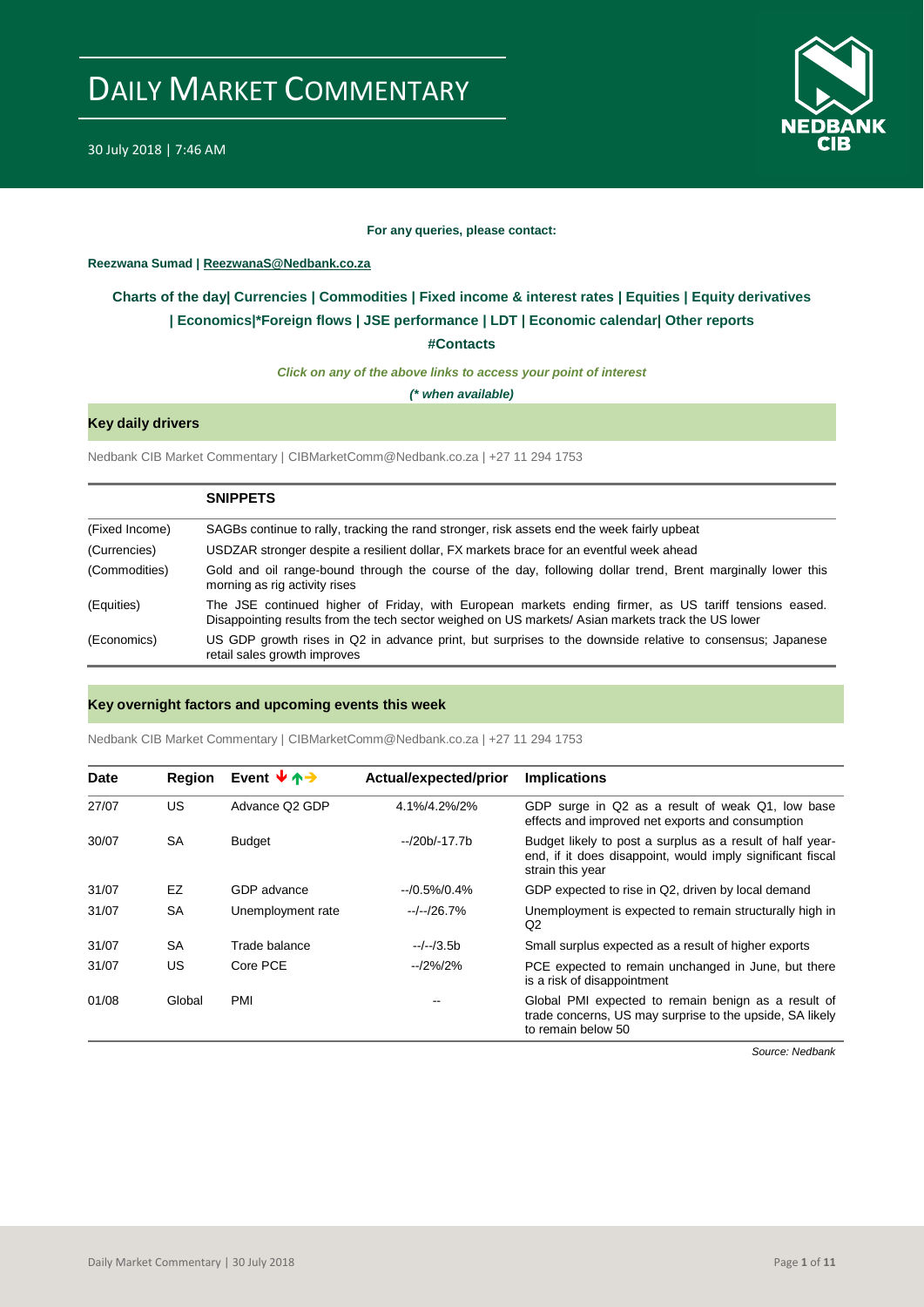# DAILY MARKET COMMENTARY

30 July 2018 | 7:46 AM

**For any queries, please contact:**

**Reezwana Sumad | ReezwanaS@Nedbank.co.za**

## Charts of the day| Currencies | Commodities | Fixed income & interest rates | Equities | Equity derivatives | Economics|*Foreign flows | JSE performance | LDT | Economic calendar| Other reports

**#Contacts**

***Click on any of the above links to access your point of interest***

***(\* when available)***

### Key daily drivers

Nedbank CIB Market Commentary | CIBMarketComm@Nedbank.co.za | +27 11 294 1753

| | SNIPPETS |
|---|---|
| (Fixed Income) | SAGBs continue to rally, tracking the rand stronger, risk assets end the week fairly upbeat |
| (Currencies) | USDZAR stronger despite a resilient dollar, FX markets brace for an eventful week ahead |
| (Commodities) | Gold and oil range-bound through the course of the day, following dollar trend, Brent marginally lower this morning as rig activity rises |
| (Equities) | The JSE continued higher of Friday, with European markets ending firmer, as US tariff tensions eased. Disappointing results from the tech sector weighed on US markets/ Asian markets track the US lower |
| (Economics) | US GDP growth rises in Q2 in advance print, but surprises to the downside relative to consensus; Japanese retail sales growth improves |

### Key overnight factors and upcoming events this week

Nedbank CIB Market Commentary | CIBMarketComm@Nedbank.co.za | +27 11 294 1753

| Date | Region | Event ↓↑→ | Actual/expected/prior | Implications |
|---|---|---|---|---|
| 27/07 | US | Advance Q2 GDP | 4.1%/4.2%/2% | GDP surge in Q2 as a result of weak Q1, low base effects and improved net exports and consumption |
| 30/07 | SA | Budget | --/20b/-17.7b | Budget likely to post a surplus as a result of half year-end, if it does disappoint, would imply significant fiscal strain this year |
| 31/07 | EZ | GDP advance | --/0.5%/0.4% | GDP expected to rise in Q2, driven by local demand |
| 31/07 | SA | Unemployment rate | --/--/26.7% | Unemployment is expected to remain structurally high in Q2 |
| 31/07 | SA | Trade balance | --/--/3.5b | Small surplus expected as a result of higher exports |
| 31/07 | US | Core PCE | --/2%/2% | PCE expected to remain unchanged in June, but there is a risk of disappointment |
| 01/08 | Global | PMI | -- | Global PMI expected to remain benign as a result of trade concerns, US may surprise to the upside, SA likely to remain below 50 |

*Source: Nedbank*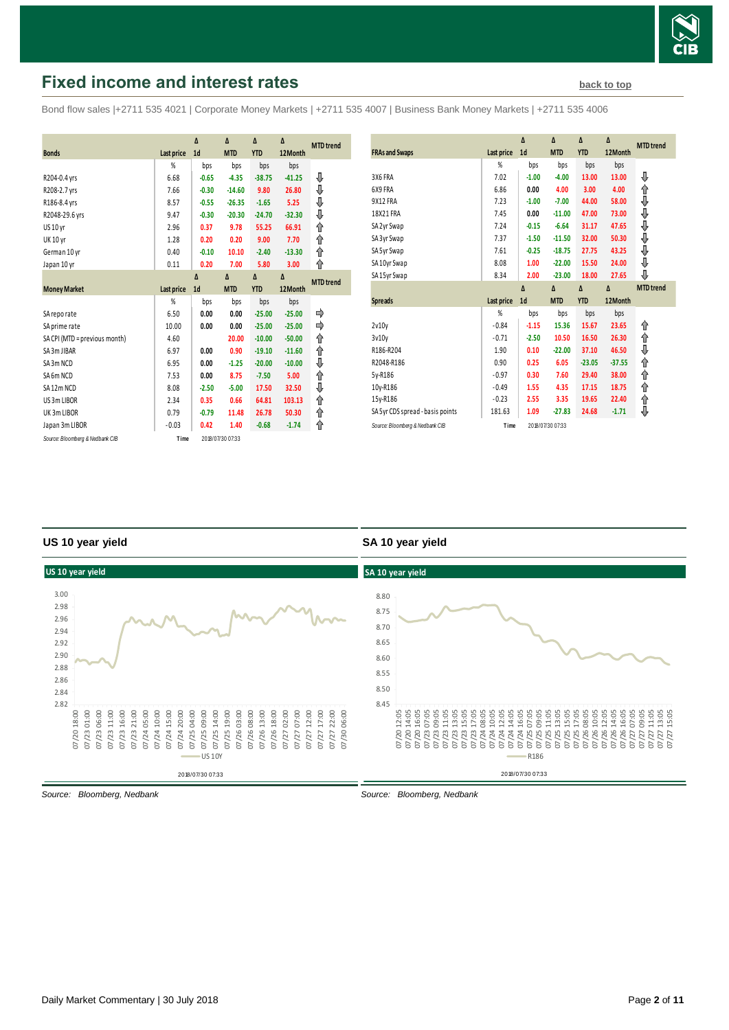## Fixed income and interest rates

back to top

Bond flow sales |+2711 535 4021 | Corporate Money Markets | +2711 535 4007 | Business Bank Money Markets | +2711 535 4006

| Bonds | Last price | Δ 1d | Δ MTD | Δ YTD | Δ 12Month | MTD trend |
|---|---|---|---|---|---|---|
| | % | bps | bps | bps | bps | |
| R204-0.4 yrs | 6.68 | -0.65 | -4.35 | -38.75 | -41.25 | ⇩ |
| R208-2.7 yrs | 7.66 | -0.30 | -14.60 | 9.80 | 26.80 | ⇩ |
| R186-8.4 yrs | 8.57 | -0.55 | -26.35 | -1.65 | 5.25 | ⇩ |
| R2048-29.6 yrs | 9.47 | -0.30 | -20.30 | -24.70 | -32.30 | ⇩ |
| US 10 yr | 2.96 | 0.37 | 9.78 | 55.25 | 66.91 | ⇧ |
| UK 10 yr | 1.28 | 0.20 | 0.20 | 9.00 | 7.70 | ⇧ |
| German 10 yr | 0.40 | -0.10 | 10.10 | -2.40 | -13.30 | ⇧ |
| Japan 10 yr | 0.11 | 0.20 | 7.00 | 5.80 | 3.00 | ⇧ |

| Money Market | Last price | Δ 1d | Δ MTD | Δ YTD | Δ 12Month | MTD trend |
|---|---|---|---|---|---|---|
| | % | bps | bps | bps | bps | |
| SA repo rate | 6.50 | 0.00 | 0.00 | -25.00 | -25.00 | ⇨ |
| SA prime rate | 10.00 | 0.00 | 0.00 | -25.00 | -25.00 | ⇨ |
| SA CPI (MTD = previous month) | 4.60 | | 20.00 | -10.00 | -50.00 | ⇧ |
| SA 3m JIBAR | 6.97 | 0.00 | 0.90 | -19.10 | -11.60 | ⇧ |
| SA 3m NCD | 6.95 | 0.00 | -1.25 | -20.00 | -10.00 | ⇩ |
| SA 6m NCD | 7.53 | 0.00 | 8.75 | -7.50 | 5.00 | ⇧ |
| SA 12m NCD | 8.08 | -2.50 | -5.00 | 17.50 | 32.50 | ⇩ |
| US 3m LIBOR | 2.34 | 0.35 | 0.66 | 64.81 | 103.13 | ⇧ |
| UK 3m LIBOR | 0.79 | -0.79 | 11.48 | 26.78 | 50.30 | ⇧ |
| Japan 3m LIBOR | -0.03 | 0.42 | 1.40 | -0.68 | -1.74 | ⇧ |

Source: Bloomberg & Nedbank CIB  Time 2018/07/30 07:33

| FRAs and Swaps | Last price | Δ 1d | Δ MTD | Δ YTD | Δ 12Month | MTD trend |
|---|---|---|---|---|---|---|
| | % | bps | bps | bps | bps | |
| 3X6 FRA | 7.02 | -1.00 | -4.00 | 13.00 | 13.00 | ⇩ |
| 6X9 FRA | 6.86 | 0.00 | 4.00 | 3.00 | 4.00 | ⇧ |
| 9X12 FRA | 7.23 | -1.00 | -7.00 | 44.00 | 58.00 | ⇩ |
| 18X21 FRA | 7.45 | 0.00 | -11.00 | 47.00 | 73.00 | ⇩ |
| SA 2yr Swap | 7.24 | -0.15 | -6.64 | 31.17 | 47.65 | ⇩ |
| SA 3yr Swap | 7.37 | -1.50 | -11.50 | 32.00 | 50.30 | ⇩ |
| SA 5yr Swap | 7.61 | -0.25 | -18.75 | 27.75 | 43.25 | ⇩ |
| SA 10yr Swap | 8.08 | 1.00 | -22.00 | 15.50 | 24.00 | ⇩ |
| SA 15yr Swap | 8.34 | 2.00 | -23.00 | 18.00 | 27.65 | ⇩ |

| Spreads | Last price | Δ 1d | Δ MTD | Δ YTD | Δ 12Month | MTD trend |
|---|---|---|---|---|---|---|
| | % | bps | bps | bps | bps | |
| 2v10y | -0.84 | -1.15 | 15.36 | 15.67 | 23.65 | ⇧ |
| 3v10y | -0.71 | -2.50 | 10.50 | 16.50 | 26.30 | ⇧ |
| R186-R204 | 1.90 | 0.10 | -22.00 | 37.10 | 46.50 | ⇩ |
| R2048-R186 | 0.90 | 0.25 | 6.05 | -23.05 | -37.55 | ⇧ |
| 5y-R186 | -0.97 | 0.30 | 7.60 | 29.40 | 38.00 | ⇧ |
| 10y-R186 | -0.49 | 1.55 | 4.35 | 17.15 | 18.75 | ⇧ |
| 15y-R186 | -0.23 | 2.55 | 3.35 | 19.65 | 22.40 | ⇧ |
| SA 5yr CDS spread - basis points | 181.63 | 1.09 | -27.83 | 24.68 | -1.71 | ⇩ |

Source: Bloomberg & Nedbank CIB  Time 2018/07/30 07:33

### US 10 year yield

Source: Bloomberg, Nedbank

### SA 10 year yield

Source: Bloomberg, Nedbank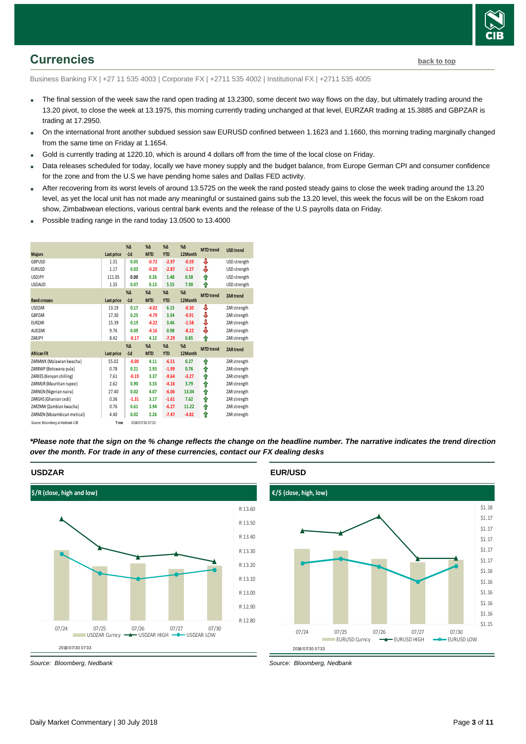## Currencies

back to top

Business Banking FX | +27 11 535 4003 | Corporate FX | +2711 535 4002 | Institutional FX | +2711 535 4005

- The final session of the week saw the rand open trading at 13.2300, some decent two way flows on the day, but ultimately trading around the 13.20 pivot, to close the week at 13.1975, this morning currently trading unchanged at that level, EURZAR trading at 15.3885 and GBPZAR is trading at 17.2950.
- On the international front another subdued session saw EURUSD confined between 1.1623 and 1.1660, this morning trading marginally changed from the same time on Friday at 1.1654.
- Gold is currently trading at 1220.10, which is around 4 dollars off from the time of the local close on Friday.
- Data releases scheduled for today, locally we have money supply and the budget balance, from Europe German CPI and consumer confidence for the zone and from the U.S we have pending home sales and Dallas FED activity.
- After recovering from its worst levels of around 13.5725 on the week the rand posted steady gains to close the week trading around the 13.20 level, as yet the local unit has not made any meaningful or sustained gains sub the 13.20 level, this week the focus will be on the Eskom road show, Zimbabwean elections, various central bank events and the release of the U.S payrolls data on Friday.
- Possible trading range in the rand today 13.0500 to 13.4000

| Majors | Last price | %Δ -1d | %Δ MTD | %Δ YTD | %Δ 12Month | MTD trend | USD trend |
|---|---|---|---|---|---|---|---|
| GBPUSD | 1.31 | 0.05 | -0.72 | -2.97 | -0.59 | ⇩ | USD strength |
| EURUSD | 1.17 | 0.03 | -0.20 | -2.87 | -1.27 | ⇩ | USD strength |
| USDJPY | 111.05 | 0.00 | 0.26 | 1.48 | 0.58 | ⇧ | USD strength |
| USDAUD | 1.35 | 0.07 | 0.13 | 5.55 | 7.90 | ⇧ | USD strength |
| **Rand crosses** | **Last price** | **%Δ -1d** | **%Δ MTD** | **%Δ YTD** | **%Δ 12Month** | **MTD trend** | **ZAR trend** |
| USDZAR | 13.19 | 0.17 | -4.02 | 6.15 | -0.30 | ⇩ | ZAR strength |
| GBPZAR | 17.30 | 0.25 | -4.79 | 3.34 | -0.91 | ⇩ | ZAR strength |
| EURZAR | 15.39 | 0.19 | -4.22 | 3.46 | -1.58 | ⇩ | ZAR strength |
| AUDZAR | 9.76 | 0.09 | -4.16 | 0.98 | -8.22 | ⇩ | ZAR strength |
| ZARJPY | 8.42 | -0.17 | 4.12 | -7.29 | 0.85 | ⇧ | ZAR strength |
| **African FX** | **Last price** | **%Δ -1d** | **%Δ MTD** | **%Δ YTD** | **%Δ 12Month** | **MTD trend** | **ZAR trend** |
| ZARMWK (Malawian kwacha) | 55.02 | -0.00 | 4.11 | -6.51 | 0.27 | ⇧ | ZAR strength |
| ZARBWP (Botswana pula) | 0.78 | 0.21 | 2.93 | -1.99 | 0.76 | ⇧ | ZAR strength |
| ZARKES (Kenyan shilling) | 7.61 | -0.19 | 3.37 | -9.64 | -3.27 | ⇧ | ZAR strength |
| ZARMUR (Mauritian rupee) | 2.62 | 0.90 | 3.33 | -4.16 | 3.79 | ⇧ | ZAR strength |
| ZARNGN (Nigerian naira) | 27.40 | 0.02 | 4.07 | -6.06 | 13.04 | ⇧ | ZAR strength |
| ZARGHS (Ghanian cedi) | 0.36 | -1.31 | 3.17 | -1.61 | 7.62 | ⇧ | ZAR strength |
| ZARZMW (Zambian kwacha) | 0.76 | 0.61 | 3.94 | -6.27 | 11.22 | ⇧ | ZAR strength |
| ZARMZN (Mozambican metical) | 4.40 | 0.02 | 2.26 | -7.47 | -4.82 | ⇧ | ZAR strength |

Source: Bloomberg & Nedbank CIB  Time 2018/07/30 07:33

***Please note that the sign on the % change reflects the change on the headline number. The narrative indicates the trend direction over the month. For trade in any of these currencies, contact our FX dealing desks***

### USDZAR

$/R (close, high and low)

Source: Bloomberg, Nedbank

### EUR/USD

€/$ (close, high, low)

Source: Bloomberg, Nedbank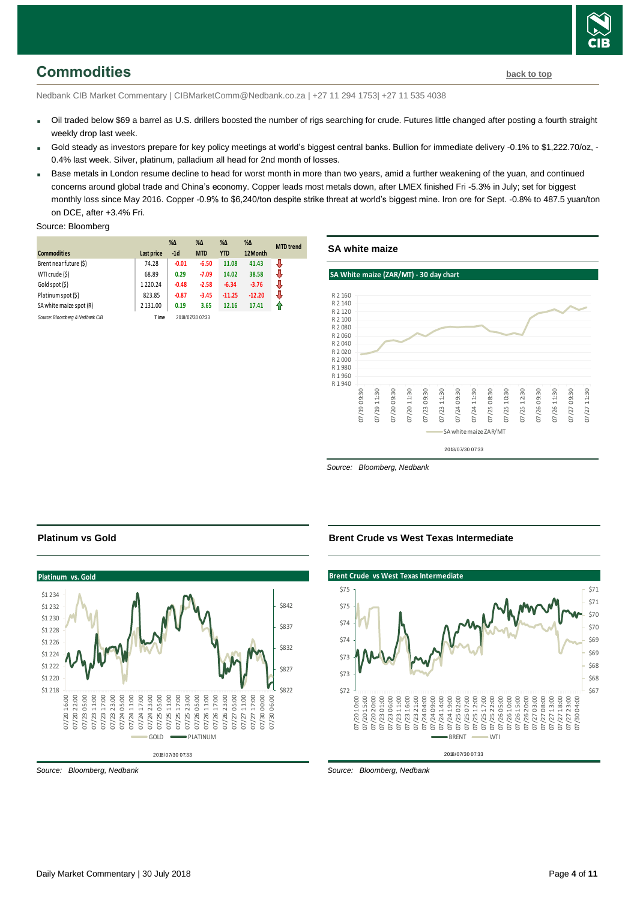# Commodities

Nedbank CIB Market Commentary | CIBMarketComm@Nedbank.co.za | +27 11 294 1753| +27 11 535 4038

- Oil traded below $69 a barrel as U.S. drillers boosted the number of rigs searching for crude. Futures little changed after posting a fourth straight weekly drop last week.
- Gold steady as investors prepare for key policy meetings at world's biggest central banks. Bullion for immediate delivery -0.1% to $1,222.70/oz, -0.4% last week. Silver, platinum, palladium all head for 2nd month of losses.
- Base metals in London resume decline to head for worst month in more than two years, amid a further weakening of the yuan, and continued concerns around global trade and China's economy. Copper leads most metals down, after LMEX finished Fri -5.3% in July; set for biggest monthly loss since May 2016. Copper -0.9% to $6,240/ton despite strike threat at world's biggest mine. Iron ore for Sept. -0.8% to 487.5 yuan/ton on DCE, after +3.4% Fri.

Source: Bloomberg

| Commodities | Last price | %Δ -1d | %Δ MTD | %Δ YTD | %Δ 12Month | MTD trend |
|---|---|---|---|---|---|---|
| Brent near future ($) | 74.28 | -0.01 | -6.50 | 11.08 | 41.43 | ⇩ |
| WTI crude ($) | 68.89 | 0.29 | -7.09 | 14.02 | 38.58 | ⇩ |
| Gold spot ($) | 1 220.24 | -0.48 | -2.58 | -6.34 | -3.76 | ⇩ |
| Platinum spot ($) | 823.85 | -0.87 | -3.45 | -11.25 | -12.20 | ⇩ |
| SA white maize spot (R) | 2 131.00 | 0.19 | 3.65 | 12.16 | 17.41 | ⇧ |

*Source: Bloomberg & Nedbank CIB* Time 2018/07/30 07:33

## SA white maize

*Source: Bloomberg, Nedbank*

## Platinum vs Gold

*Source: Bloomberg, Nedbank*

## Brent Crude vs West Texas Intermediate

*Source: Bloomberg, Nedbank*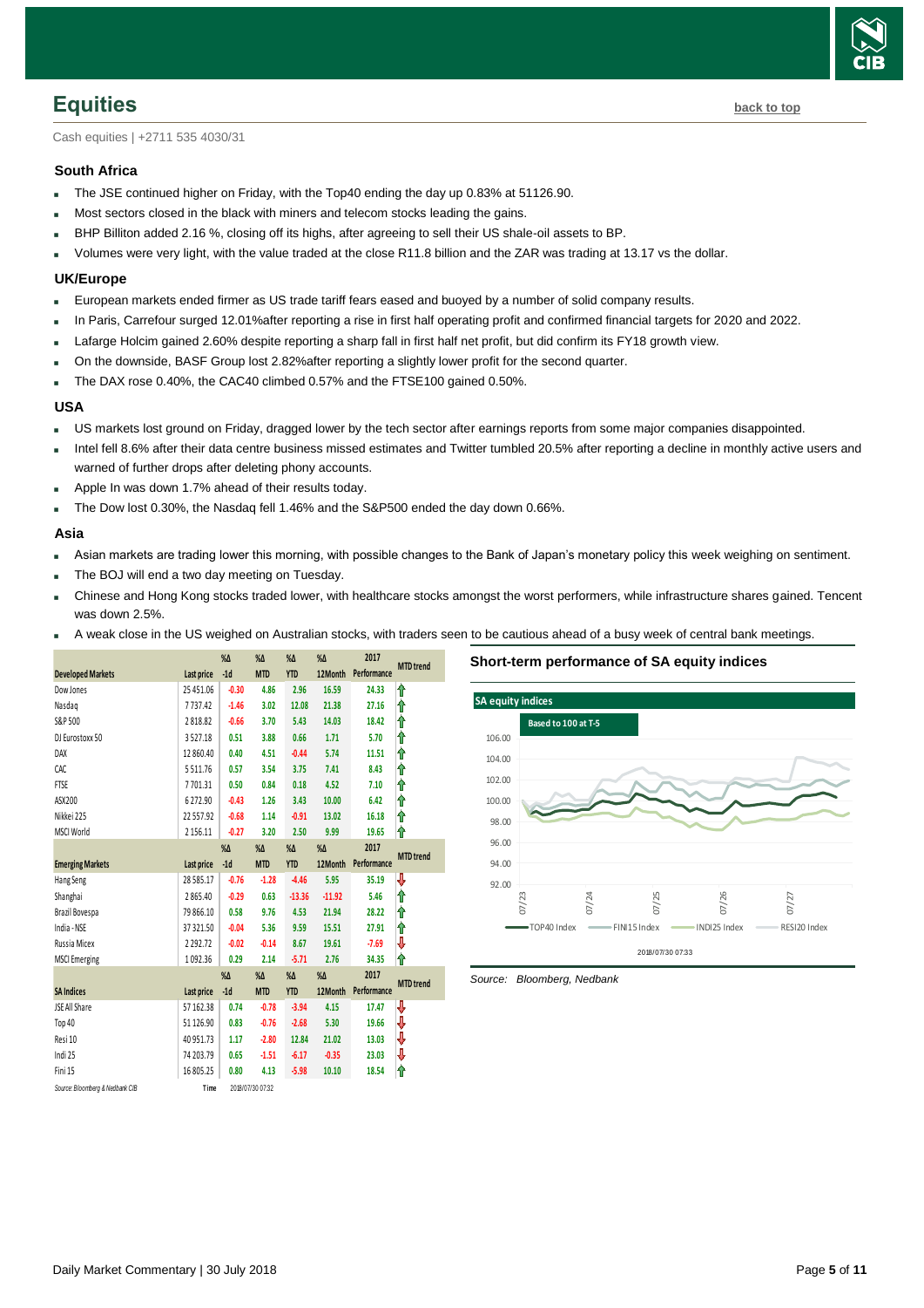# Equities

back to top

Cash equities | +2711 535 4030/31

### South Africa

- The JSE continued higher on Friday, with the Top40 ending the day up 0.83% at 51126.90.
- Most sectors closed in the black with miners and telecom stocks leading the gains.
- BHP Billiton added 2.16 %, closing off its highs, after agreeing to sell their US shale-oil assets to BP.
- Volumes were very light, with the value traded at the close R11.8 billion and the ZAR was trading at 13.17 vs the dollar.

### UK/Europe

- European markets ended firmer as US trade tariff fears eased and buoyed by a number of solid company results.
- In Paris, Carrefour surged 12.01%after reporting a rise in first half operating profit and confirmed financial targets for 2020 and 2022.
- Lafarge Holcim gained 2.60% despite reporting a sharp fall in first half net profit, but did confirm its FY18 growth view.
- On the downside, BASF Group lost 2.82%after reporting a slightly lower profit for the second quarter.
- The DAX rose 0.40%, the CAC40 climbed 0.57% and the FTSE100 gained 0.50%.

### USA

- US markets lost ground on Friday, dragged lower by the tech sector after earnings reports from some major companies disappointed.
- Intel fell 8.6% after their data centre business missed estimates and Twitter tumbled 20.5% after reporting a decline in monthly active users and warned of further drops after deleting phony accounts.
- Apple In was down 1.7% ahead of their results today.
- The Dow lost 0.30%, the Nasdaq fell 1.46% and the S&P500 ended the day down 0.66%.

### Asia

- Asian markets are trading lower this morning, with possible changes to the Bank of Japan's monetary policy this week weighing on sentiment.
- The BOJ will end a two day meeting on Tuesday.
- Chinese and Hong Kong stocks traded lower, with healthcare stocks amongst the worst performers, while infrastructure shares gained. Tencent was down 2.5%.
- A weak close in the US weighed on Australian stocks, with traders seen to be cautious ahead of a busy week of central bank meetings.

| Developed Markets | Last price | %Δ -1d | %Δ MTD | %Δ YTD | %Δ 12Month | 2017 Performance | MTD trend |
|---|---|---|---|---|---|---|---|
| Dow Jones | 25 451.06 | -0.30 | 4.86 | 2.96 | 16.59 | 24.33 | ↑ |
| Nasdaq | 7 737.42 | -1.46 | 3.02 | 12.08 | 21.38 | 27.16 | ↑ |
| S&P 500 | 2 818.82 | -0.66 | 3.70 | 5.43 | 14.03 | 18.42 | ↑ |
| DJ Eurostoxx 50 | 3 527.18 | 0.51 | 3.88 | 0.66 | 1.71 | 5.70 | ↑ |
| DAX | 12 860.40 | 0.40 | 4.51 | -0.44 | 5.74 | 11.51 | ↑ |
| CAC | 5 511.76 | 0.57 | 3.54 | 3.75 | 7.41 | 8.43 | ↑ |
| FTSE | 7 701.31 | 0.50 | 0.84 | 0.18 | 4.52 | 7.10 | ↑ |
| ASX200 | 6 272.90 | -0.43 | 1.26 | 3.43 | 10.00 | 6.42 | ↑ |
| Nikkei 225 | 22 557.92 | -0.68 | 1.14 | -0.91 | 13.02 | 16.18 | ↑ |
| MSCI World | 2 156.11 | -0.27 | 3.20 | 2.50 | 9.99 | 19.65 | ↑ |
| **Emerging Markets** | **Last price** | **%Δ -1d** | **%Δ MTD** | **%Δ YTD** | **%Δ 12Month** | **2017 Performance** | **MTD trend** |
| Hang Seng | 28 585.17 | -0.76 | -1.28 | -4.46 | 5.95 | 35.19 | ↓ |
| Shanghai | 2 865.40 | -0.29 | 0.63 | -13.36 | -11.92 | 5.46 | ↑ |
| Brazil Bovespa | 79 866.10 | 0.58 | 9.76 | 4.53 | 21.94 | 28.22 | ↑ |
| India - NSE | 37 321.50 | -0.04 | 5.36 | 9.59 | 15.51 | 27.91 | ↑ |
| Russia Micex | 2 292.72 | -0.02 | -0.14 | 8.67 | 19.61 | -7.69 | ↓ |
| MSCI Emerging | 1 092.36 | 0.29 | 2.14 | -5.71 | 2.76 | 34.35 | ↑ |
| **SA Indices** | **Last price** | **%Δ -1d** | **%Δ MTD** | **%Δ YTD** | **%Δ 12Month** | **2017 Performance** | **MTD trend** |
| JSE All Share | 57 162.38 | 0.74 | -0.78 | -3.94 | 4.15 | 17.47 | ↓ |
| Top 40 | 51 126.90 | 0.83 | -0.76 | -2.68 | 5.30 | 19.66 | ↓ |
| Resi 10 | 40 951.73 | 1.17 | -2.80 | 12.84 | 21.02 | 13.03 | ↓ |
| Indi 25 | 74 203.79 | 0.65 | -1.51 | -6.17 | -0.35 | 23.03 | ↓ |
| Fini 15 | 16 805.25 | 0.80 | 4.13 | -5.98 | 10.10 | 18.54 | ↑ |

*Source: Bloomberg & Nedbank CIB* Time 2018/07/30 07:32

### Short-term performance of SA equity indices

SA equity indices — Based to 100 at T-5 (TOP40 Index, FINI15 Index, INDI25 Index, RESI20 Index), 2018/07/30 07:33

*Source: Bloomberg, Nedbank*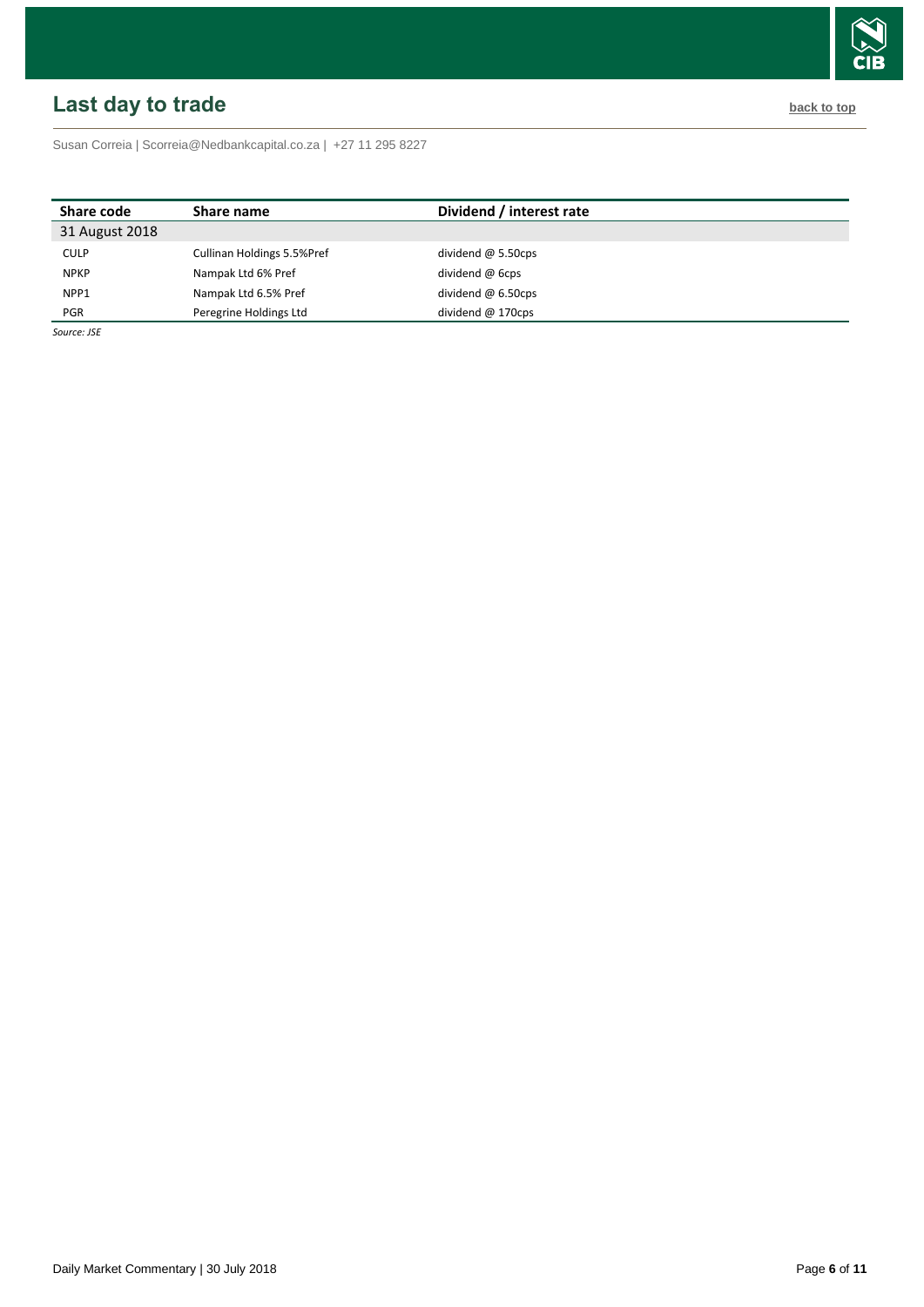## Last day to trade

back to top

Susan Correia | Scorreia@Nedbankcapital.co.za | +27 11 295 8227

| Share code | Share name | Dividend / interest rate |
|---|---|---|
| 31 August 2018 | | |
| CULP | Cullinan Holdings 5.5%Pref | dividend @ 5.50cps |
| NPKP | Nampak Ltd 6% Pref | dividend @ 6cps |
| NPP1 | Nampak Ltd 6.5% Pref | dividend @ 6.50cps |
| PGR | Peregrine Holdings Ltd | dividend @ 170cps |

*Source: JSE*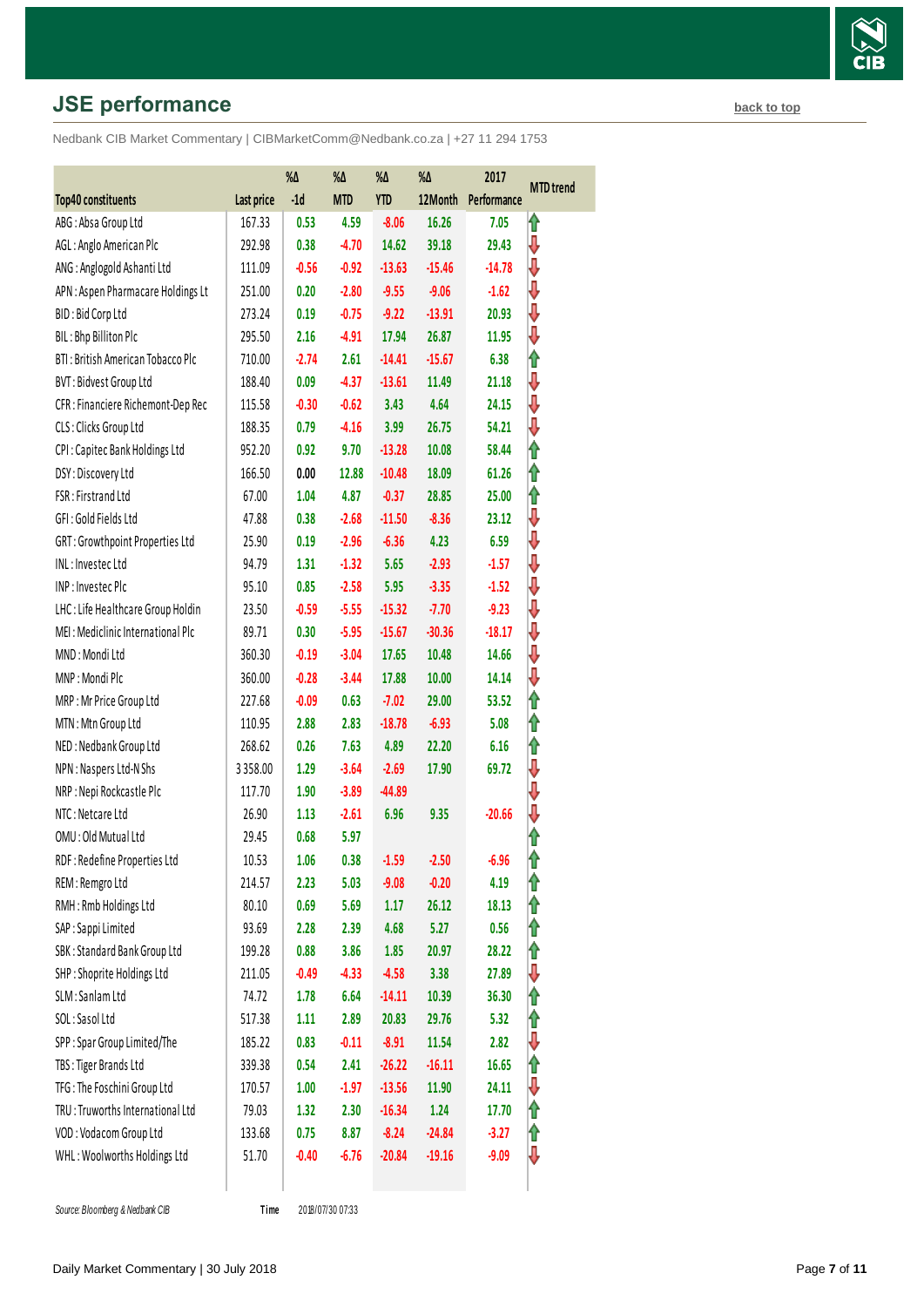## JSE performance

back to top

Nedbank CIB Market Commentary | CIBMarketComm@Nedbank.co.za | +27 11 294 1753

| Top40 constituents | Last price | %Δ -1d | %Δ MTD | %Δ YTD | %Δ 12Month | 2017 Performance | MTD trend |
|---|---|---|---|---|---|---|---|
| ABG : Absa Group Ltd | 167.33 | 0.53 | 4.59 | -8.06 | 16.26 | 7.05 | ↑ |
| AGL : Anglo American Plc | 292.98 | 0.38 | -4.70 | 14.62 | 39.18 | 29.43 | ↓ |
| ANG : Anglogold Ashanti Ltd | 111.09 | -0.56 | -0.92 | -13.63 | -15.46 | -14.78 | ↓ |
| APN : Aspen Pharmacare Holdings Lt | 251.00 | 0.20 | -2.80 | -9.55 | -9.06 | -1.62 | ↓ |
| BID : Bid Corp Ltd | 273.24 | 0.19 | -0.75 | -9.22 | -13.91 | 20.93 | ↓ |
| BIL : Bhp Billiton Plc | 295.50 | 2.16 | -4.91 | 17.94 | 26.87 | 11.95 | ↓ |
| BTI : British American Tobacco Plc | 710.00 | -2.74 | 2.61 | -14.41 | -15.67 | 6.38 | ↑ |
| BVT : Bidvest Group Ltd | 188.40 | 0.09 | -4.37 | -13.61 | 11.49 | 21.18 | ↓ |
| CFR : Financiere Richemont-Dep Rec | 115.58 | -0.30 | -0.62 | 3.43 | 4.64 | 24.15 | ↓ |
| CLS : Clicks Group Ltd | 188.35 | 0.79 | -4.16 | 3.99 | 26.75 | 54.21 | ↓ |
| CPI : Capitec Bank Holdings Ltd | 952.20 | 0.92 | 9.70 | -13.28 | 10.08 | 58.44 | ↑ |
| DSY : Discovery Ltd | 166.50 | 0.00 | 12.88 | -10.48 | 18.09 | 61.26 | ↑ |
| FSR : Firstrand Ltd | 67.00 | 1.04 | 4.87 | -0.37 | 28.85 | 25.00 | ↑ |
| GFI : Gold Fields Ltd | 47.88 | 0.38 | -2.68 | -11.50 | -8.36 | 23.12 | ↓ |
| GRT : Growthpoint Properties Ltd | 25.90 | 0.19 | -2.96 | -6.36 | 4.23 | 6.59 | ↓ |
| INL : Investec Ltd | 94.79 | 1.31 | -1.32 | 5.65 | -2.93 | -1.57 | ↓ |
| INP : Investec Plc | 95.10 | 0.85 | -2.58 | 5.95 | -3.35 | -1.52 | ↓ |
| LHC : Life Healthcare Group Holdin | 23.50 | -0.59 | -5.55 | -15.32 | -7.70 | -9.23 | ↓ |
| MEI : Mediclinic International Plc | 89.71 | 0.30 | -5.95 | -15.67 | -30.36 | -18.17 | ↓ |
| MND : Mondi Ltd | 360.30 | -0.19 | -3.04 | 17.65 | 10.48 | 14.66 | ↓ |
| MNP : Mondi Plc | 360.00 | -0.28 | -3.44 | 17.88 | 10.00 | 14.14 | ↓ |
| MRP : Mr Price Group Ltd | 227.68 | -0.09 | 0.63 | -7.02 | 29.00 | 53.52 | ↑ |
| MTN : Mtn Group Ltd | 110.95 | 2.88 | 2.83 | -18.78 | -6.93 | 5.08 | ↑ |
| NED : Nedbank Group Ltd | 268.62 | 0.26 | 7.63 | 4.89 | 22.20 | 6.16 | ↑ |
| NPN : Naspers Ltd-N Shs | 3 358.00 | 1.29 | -3.64 | -2.69 | 17.90 | 69.72 | ↓ |
| NRP : Nepi Rockcastle Plc | 117.70 | 1.90 | -3.89 | -44.89 | | | ↓ |
| NTC : Netcare Ltd | 26.90 | 1.13 | -2.61 | 6.96 | 9.35 | -20.66 | ↓ |
| OMU : Old Mutual Ltd | 29.45 | 0.68 | 5.97 | | | | ↑ |
| RDF : Redefine Properties Ltd | 10.53 | 1.06 | 0.38 | -1.59 | -2.50 | -6.96 | ↑ |
| REM : Remgro Ltd | 214.57 | 2.23 | 5.03 | -9.08 | -0.20 | 4.19 | ↑ |
| RMH : Rmb Holdings Ltd | 80.10 | 0.69 | 5.69 | 1.17 | 26.12 | 18.13 | ↑ |
| SAP : Sappi Limited | 93.69 | 2.28 | 2.39 | 4.68 | 5.27 | 0.56 | ↑ |
| SBK : Standard Bank Group Ltd | 199.28 | 0.88 | 3.86 | 1.85 | 20.97 | 28.22 | ↑ |
| SHP : Shoprite Holdings Ltd | 211.05 | -0.49 | -4.33 | -4.58 | 3.38 | 27.89 | ↓ |
| SLM : Sanlam Ltd | 74.72 | 1.78 | 6.64 | -14.11 | 10.39 | 36.30 | ↑ |
| SOL : Sasol Ltd | 517.38 | 1.11 | 2.89 | 20.83 | 29.76 | 5.32 | ↑ |
| SPP : Spar Group Limited/The | 185.22 | 0.83 | -0.11 | -8.91 | 11.54 | 2.82 | ↓ |
| TBS : Tiger Brands Ltd | 339.38 | 0.54 | 2.41 | -26.22 | -16.11 | 16.65 | ↑ |
| TFG : The Foschini Group Ltd | 170.57 | 1.00 | -1.97 | -13.56 | 11.90 | 24.11 | ↓ |
| TRU : Truworths International Ltd | 79.03 | 1.32 | 2.30 | -16.34 | 1.24 | 17.70 | ↑ |
| VOD : Vodacom Group Ltd | 133.68 | 0.75 | 8.87 | -8.24 | -24.84 | -3.27 | ↑ |
| WHL : Woolworths Holdings Ltd | 51.70 | -0.40 | -6.76 | -20.84 | -19.16 | -9.09 | ↓ |

*Source: Bloomberg & Nedbank CIB* Time 2018/07/30 07:33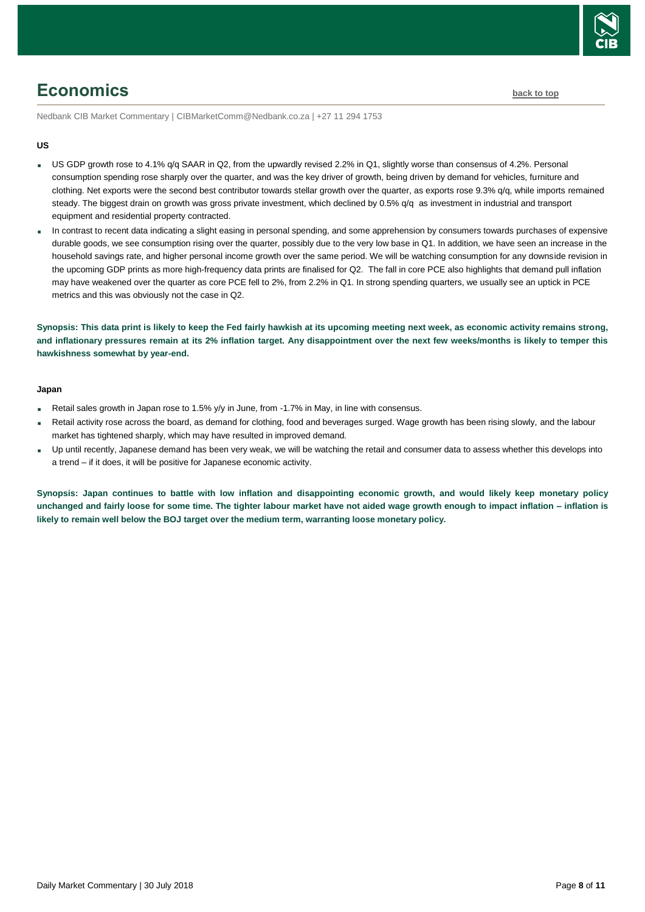# Economics

Nedbank CIB Market Commentary | CIBMarketComm@Nedbank.co.za | +27 11 294 1753

**US**

- US GDP growth rose to 4.1% q/q SAAR in Q2, from the upwardly revised 2.2% in Q1, slightly worse than consensus of 4.2%. Personal consumption spending rose sharply over the quarter, and was the key driver of growth, being driven by demand for vehicles, furniture and clothing. Net exports were the second best contributor towards stellar growth over the quarter, as exports rose 9.3% q/q, while imports remained steady. The biggest drain on growth was gross private investment, which declined by 0.5% q/q as investment in industrial and transport equipment and residential property contracted.
- In contrast to recent data indicating a slight easing in personal spending, and some apprehension by consumers towards purchases of expensive durable goods, we see consumption rising over the quarter, possibly due to the very low base in Q1. In addition, we have seen an increase in the household savings rate, and higher personal income growth over the same period. We will be watching consumption for any downside revision in the upcoming GDP prints as more high-frequency data prints are finalised for Q2. The fall in core PCE also highlights that demand pull inflation may have weakened over the quarter as core PCE fell to 2%, from 2.2% in Q1. In strong spending quarters, we usually see an uptick in PCE metrics and this was obviously not the case in Q2.

**Synopsis: This data print is likely to keep the Fed fairly hawkish at its upcoming meeting next week, as economic activity remains strong, and inflationary pressures remain at its 2% inflation target. Any disappointment over the next few weeks/months is likely to temper this hawkishness somewhat by year-end.**

**Japan**

- Retail sales growth in Japan rose to 1.5% y/y in June, from -1.7% in May, in line with consensus.
- Retail activity rose across the board, as demand for clothing, food and beverages surged. Wage growth has been rising slowly, and the labour market has tightened sharply, which may have resulted in improved demand.
- Up until recently, Japanese demand has been very weak, we will be watching the retail and consumer data to assess whether this develops into a trend – if it does, it will be positive for Japanese economic activity.

**Synopsis: Japan continues to battle with low inflation and disappointing economic growth, and would likely keep monetary policy unchanged and fairly loose for some time. The tighter labour market have not aided wage growth enough to impact inflation – inflation is likely to remain well below the BOJ target over the medium term, warranting loose monetary policy.**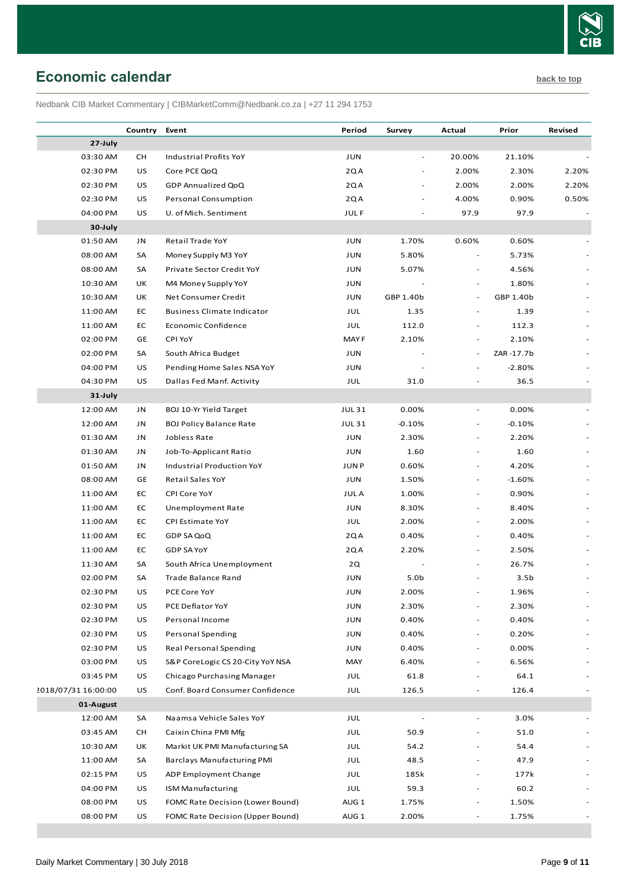## Economic calendar

back to top

Nedbank CIB Market Commentary | CIBMarketComm@Nedbank.co.za | +27 11 294 1753

| | Country | Event | Period | Survey | Actual | Prior | Revised |
|---|---|---|---|---|---|---|---|
| **27-July** | | | | | | | |
| 03:30 AM | CH | Industrial Profits YoY | JUN | - | 20.00% | 21.10% | - |
| 02:30 PM | US | Core PCE QoQ | 2Q A | - | 2.00% | 2.30% | 2.20% |
| 02:30 PM | US | GDP Annualized QoQ | 2Q A | - | 2.00% | 2.00% | 2.20% |
| 02:30 PM | US | Personal Consumption | 2Q A | - | 4.00% | 0.90% | 0.50% |
| 04:00 PM | US | U. of Mich. Sentiment | JUL F | - | 97.9 | 97.9 | - |
| **30-July** | | | | | | | |
| 01:50 AM | JN | Retail Trade YoY | JUN | 1.70% | 0.60% | 0.60% | - |
| 08:00 AM | SA | Money Supply M3 YoY | JUN | 5.80% | - | 5.73% | - |
| 08:00 AM | SA | Private Sector Credit YoY | JUN | 5.07% | - | 4.56% | - |
| 10:30 AM | UK | M4 Money Supply YoY | JUN | - | - | 1.80% | - |
| 10:30 AM | UK | Net Consumer Credit | JUN | GBP 1.40b | - | GBP 1.40b | - |
| 11:00 AM | EC | Business Climate Indicator | JUL | 1.35 | - | 1.39 | - |
| 11:00 AM | EC | Economic Confidence | JUL | 112.0 | - | 112.3 | - |
| 02:00 PM | GE | CPI YoY | MAY F | 2.10% | - | 2.10% | - |
| 02:00 PM | SA | South Africa Budget | JUN | - | - | ZAR -17.7b | - |
| 04:00 PM | US | Pending Home Sales NSA YoY | JUN | - | - | -2.80% | - |
| 04:30 PM | US | Dallas Fed Manf. Activity | JUL | 31.0 | - | 36.5 | - |
| **31-July** | | | | | | | |
| 12:00 AM | JN | BOJ 10-Yr Yield Target | JUL 31 | 0.00% | - | 0.00% | - |
| 12:00 AM | JN | BOJ Policy Balance Rate | JUL 31 | -0.10% | - | -0.10% | - |
| 01:30 AM | JN | Jobless Rate | JUN | 2.30% | - | 2.20% | - |
| 01:30 AM | JN | Job-To-Applicant Ratio | JUN | 1.60 | - | 1.60 | - |
| 01:50 AM | JN | Industrial Production YoY | JUN P | 0.60% | - | 4.20% | - |
| 08:00 AM | GE | Retail Sales YoY | JUN | 1.50% | - | -1.60% | - |
| 11:00 AM | EC | CPI Core YoY | JUL A | 1.00% | - | 0.90% | - |
| 11:00 AM | EC | Unemployment Rate | JUN | 8.30% | - | 8.40% | - |
| 11:00 AM | EC | CPI Estimate YoY | JUL | 2.00% | - | 2.00% | - |
| 11:00 AM | EC | GDP SA QoQ | 2Q A | 0.40% | - | 0.40% | - |
| 11:00 AM | EC | GDP SA YoY | 2Q A | 2.20% | - | 2.50% | - |
| 11:30 AM | SA | South Africa Unemployment | 2Q | - | - | 26.7% | - |
| 02:00 PM | SA | Trade Balance Rand | JUN | 5.0b | - | 3.5b | - |
| 02:30 PM | US | PCE Core YoY | JUN | 2.00% | - | 1.96% | - |
| 02:30 PM | US | PCE Deflator YoY | JUN | 2.30% | - | 2.30% | - |
| 02:30 PM | US | Personal Income | JUN | 0.40% | - | 0.40% | - |
| 02:30 PM | US | Personal Spending | JUN | 0.40% | - | 0.20% | - |
| 02:30 PM | US | Real Personal Spending | JUN | 0.40% | - | 0.00% | - |
| 03:00 PM | US | S&P CoreLogic CS 20-City YoY NSA | MAY | 6.40% | - | 6.56% | - |
| 03:45 PM | US | Chicago Purchasing Manager | JUL | 61.8 | - | 64.1 | - |
| 2018/07/31 16:00:00 | US | Conf. Board Consumer Confidence | JUL | 126.5 | - | 126.4 | - |
| **01-August** | | | | | | | |
| 12:00 AM | SA | Naamsa Vehicle Sales YoY | JUL | - | - | 3.0% | - |
| 03:45 AM | CH | Caixin China PMI Mfg | JUL | 50.9 | - | 51.0 | - |
| 10:30 AM | UK | Markit UK PMI Manufacturing SA | JUL | 54.2 | - | 54.4 | - |
| 11:00 AM | SA | Barclays Manufacturing PMI | JUL | 48.5 | - | 47.9 | - |
| 02:15 PM | US | ADP Employment Change | JUL | 185k | - | 177k | - |
| 04:00 PM | US | ISM Manufacturing | JUL | 59.3 | - | 60.2 | - |
| 08:00 PM | US | FOMC Rate Decision (Lower Bound) | AUG 1 | 1.75% | - | 1.50% | - |
| 08:00 PM | US | FOMC Rate Decision (Upper Bound) | AUG 1 | 2.00% | - | 1.75% | - |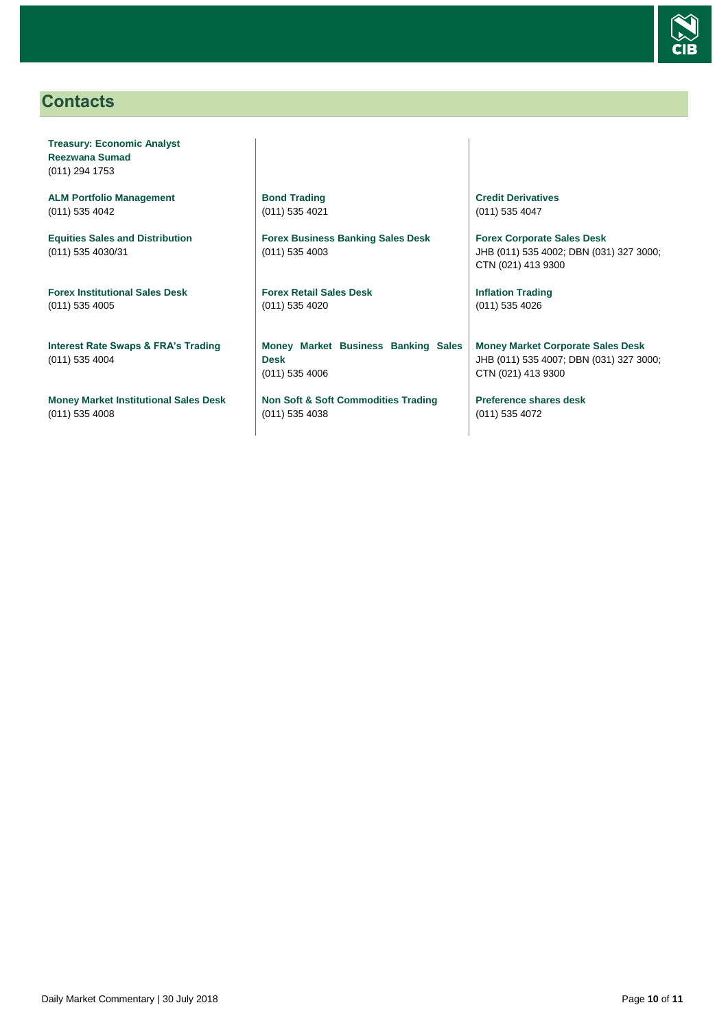## Contacts

**Treasury: Economic Analyst**
**Reezwana Sumad**
(011) 294 1753

**ALM Portfolio Management**
(011) 535 4042

**Equities Sales and Distribution**
(011) 535 4030/31

**Forex Institutional Sales Desk**
(011) 535 4005

**Interest Rate Swaps & FRA's Trading**
(011) 535 4004

**Money Market Institutional Sales Desk**
(011) 535 4008

**Bond Trading**
(011) 535 4021

**Forex Business Banking Sales Desk**
(011) 535 4003

**Forex Retail Sales Desk**
(011) 535 4020

**Money Market Business Banking Sales Desk**
(011) 535 4006

**Non Soft & Soft Commodities Trading**
(011) 535 4038

**Credit Derivatives**
(011) 535 4047

**Forex Corporate Sales Desk**
JHB (011) 535 4002; DBN (031) 327 3000; CTN (021) 413 9300

**Inflation Trading**
(011) 535 4026

**Money Market Corporate Sales Desk**
JHB (011) 535 4007; DBN (031) 327 3000; CTN (021) 413 9300

**Preference shares desk**
(011) 535 4072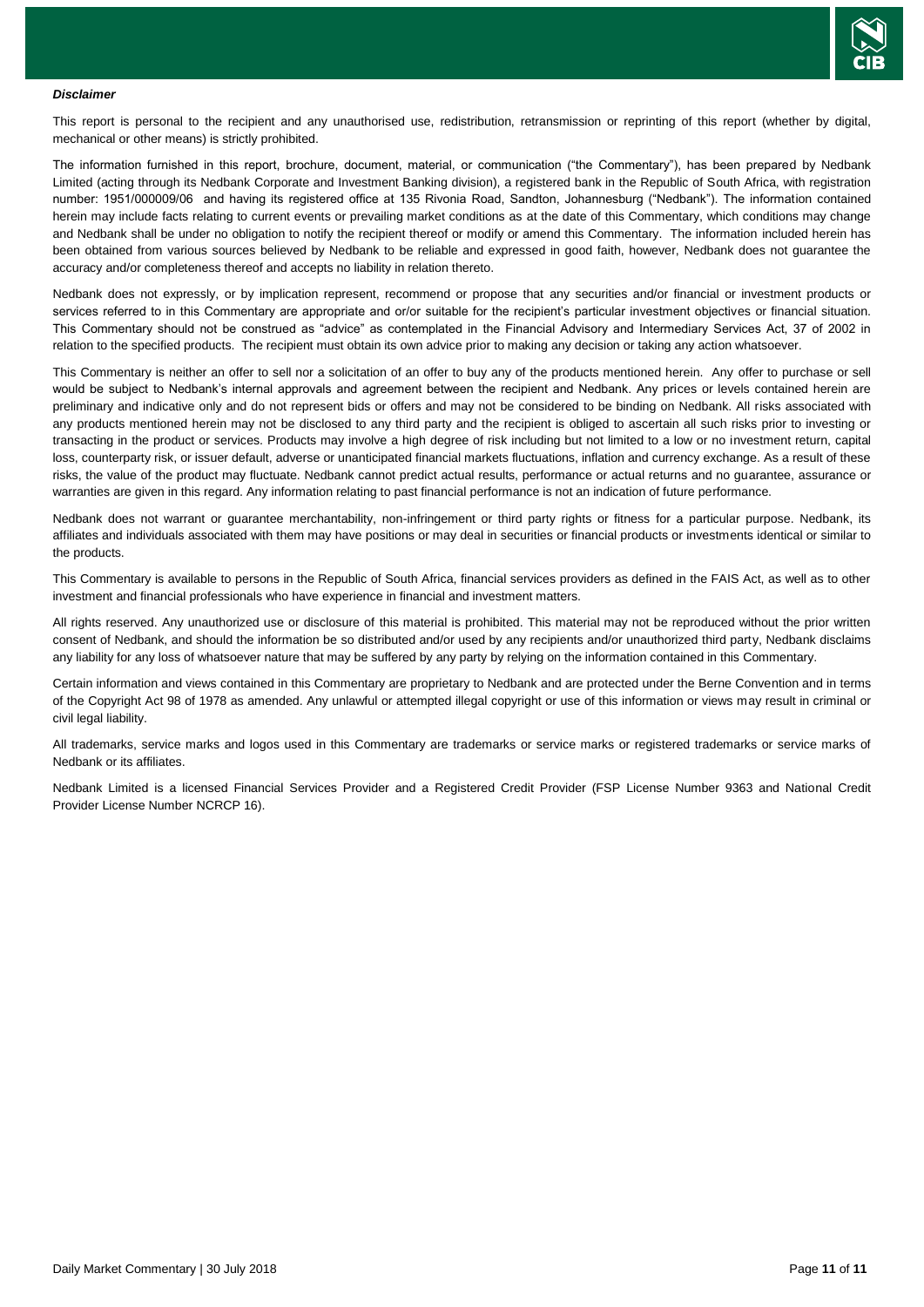***Disclaimer***

This report is personal to the recipient and any unauthorised use, redistribution, retransmission or reprinting of this report (whether by digital, mechanical or other means) is strictly prohibited.

The information furnished in this report, brochure, document, material, or communication ("the Commentary"), has been prepared by Nedbank Limited (acting through its Nedbank Corporate and Investment Banking division), a registered bank in the Republic of South Africa, with registration number: 1951/000009/06 and having its registered office at 135 Rivonia Road, Sandton, Johannesburg ("Nedbank"). The information contained herein may include facts relating to current events or prevailing market conditions as at the date of this Commentary, which conditions may change and Nedbank shall be under no obligation to notify the recipient thereof or modify or amend this Commentary. The information included herein has been obtained from various sources believed by Nedbank to be reliable and expressed in good faith, however, Nedbank does not guarantee the accuracy and/or completeness thereof and accepts no liability in relation thereto.

Nedbank does not expressly, or by implication represent, recommend or propose that any securities and/or financial or investment products or services referred to in this Commentary are appropriate and or/or suitable for the recipient's particular investment objectives or financial situation. This Commentary should not be construed as "advice" as contemplated in the Financial Advisory and Intermediary Services Act, 37 of 2002 in relation to the specified products. The recipient must obtain its own advice prior to making any decision or taking any action whatsoever.

This Commentary is neither an offer to sell nor a solicitation of an offer to buy any of the products mentioned herein. Any offer to purchase or sell would be subject to Nedbank's internal approvals and agreement between the recipient and Nedbank. Any prices or levels contained herein are preliminary and indicative only and do not represent bids or offers and may not be considered to be binding on Nedbank. All risks associated with any products mentioned herein may not be disclosed to any third party and the recipient is obliged to ascertain all such risks prior to investing or transacting in the product or services. Products may involve a high degree of risk including but not limited to a low or no investment return, capital loss, counterparty risk, or issuer default, adverse or unanticipated financial markets fluctuations, inflation and currency exchange. As a result of these risks, the value of the product may fluctuate. Nedbank cannot predict actual results, performance or actual returns and no guarantee, assurance or warranties are given in this regard. Any information relating to past financial performance is not an indication of future performance.

Nedbank does not warrant or guarantee merchantability, non-infringement or third party rights or fitness for a particular purpose. Nedbank, its affiliates and individuals associated with them may have positions or may deal in securities or financial products or investments identical or similar to the products.

This Commentary is available to persons in the Republic of South Africa, financial services providers as defined in the FAIS Act, as well as to other investment and financial professionals who have experience in financial and investment matters.

All rights reserved. Any unauthorized use or disclosure of this material is prohibited. This material may not be reproduced without the prior written consent of Nedbank, and should the information be so distributed and/or used by any recipients and/or unauthorized third party, Nedbank disclaims any liability for any loss of whatsoever nature that may be suffered by any party by relying on the information contained in this Commentary.

Certain information and views contained in this Commentary are proprietary to Nedbank and are protected under the Berne Convention and in terms of the Copyright Act 98 of 1978 as amended. Any unlawful or attempted illegal copyright or use of this information or views may result in criminal or civil legal liability.

All trademarks, service marks and logos used in this Commentary are trademarks or service marks or registered trademarks or service marks of Nedbank or its affiliates.

Nedbank Limited is a licensed Financial Services Provider and a Registered Credit Provider (FSP License Number 9363 and National Credit Provider License Number NCRCP 16).